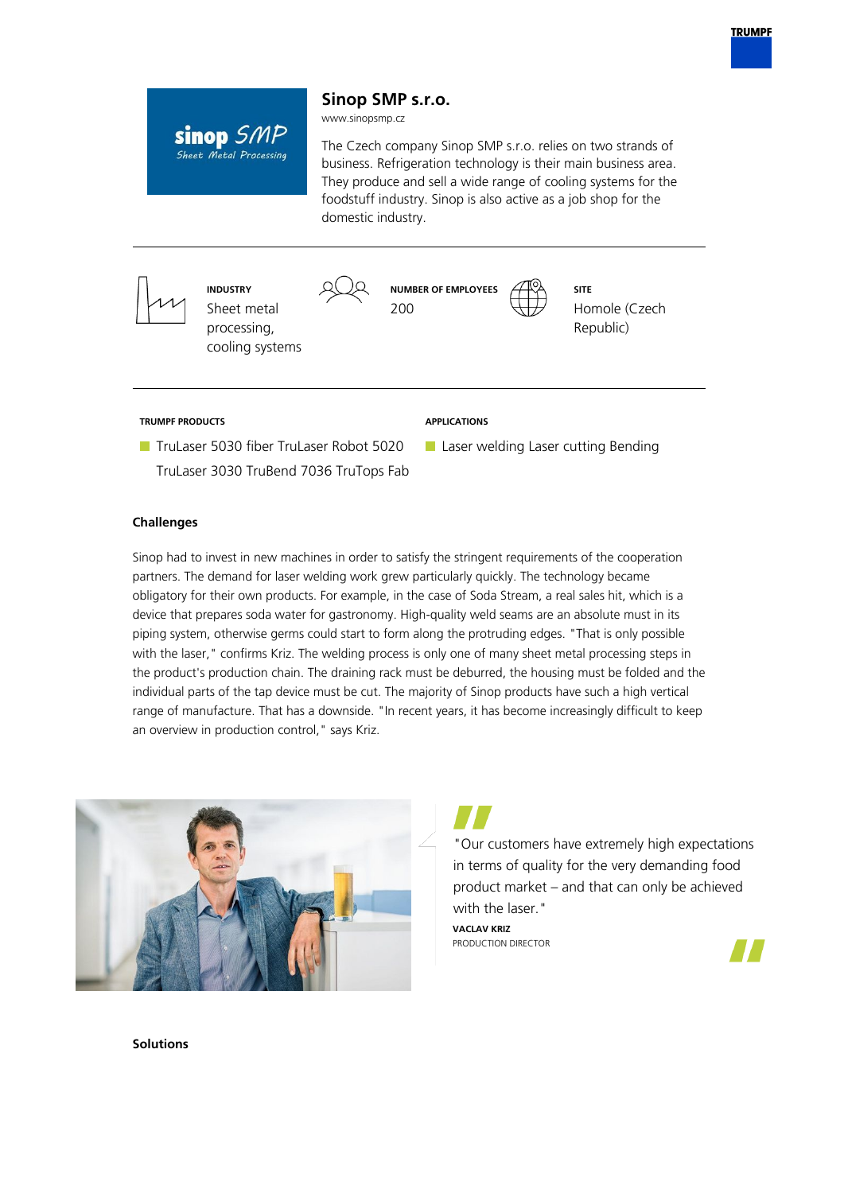# Sinop SMP s.r.o.

www.sinopsmp.cz

The Czech company Sinop SMP s.r.o. relies on two strands of business. Refrigeration technology is their main business area. They produce and sell a wide range of cooling systems for the foodstuff industry. Sinop is also active as a job shop for the domestic industry.

**INDUSTRY**
Sheet metal processing, cooling systems

**NUMBER OF EMPLOYEES**
200

**SITE**
Homole (Czech Republic)

**TRUMPF PRODUCTS**

- TruLaser 5030 fiber TruLaser Robot 5020 TruLaser 3030 TruBend 7036 TruTops Fab

**APPLICATIONS**

- Laser welding Laser cutting Bending

## Challenges

Sinop had to invest in new machines in order to satisfy the stringent requirements of the cooperation partners. The demand for laser welding work grew particularly quickly. The technology became obligatory for their own products. For example, in the case of Soda Stream, a real sales hit, which is a device that prepares soda water for gastronomy. High-quality weld seams are an absolute must in its piping system, otherwise germs could start to form along the protruding edges. "That is only possible with the laser," confirms Kriz. The welding process is only one of many sheet metal processing steps in the product's production chain. The draining rack must be deburred, the housing must be folded and the individual parts of the tap device must be cut. The majority of Sinop products have such a high vertical range of manufacture. That has a downside. "In recent years, it has become increasingly difficult to keep an overview in production control," says Kriz.

"Our customers have extremely high expectations in terms of quality for the very demanding food product market – and that can only be achieved with the laser."

**VACLAV KRIZ**
PRODUCTION DIRECTOR

## Solutions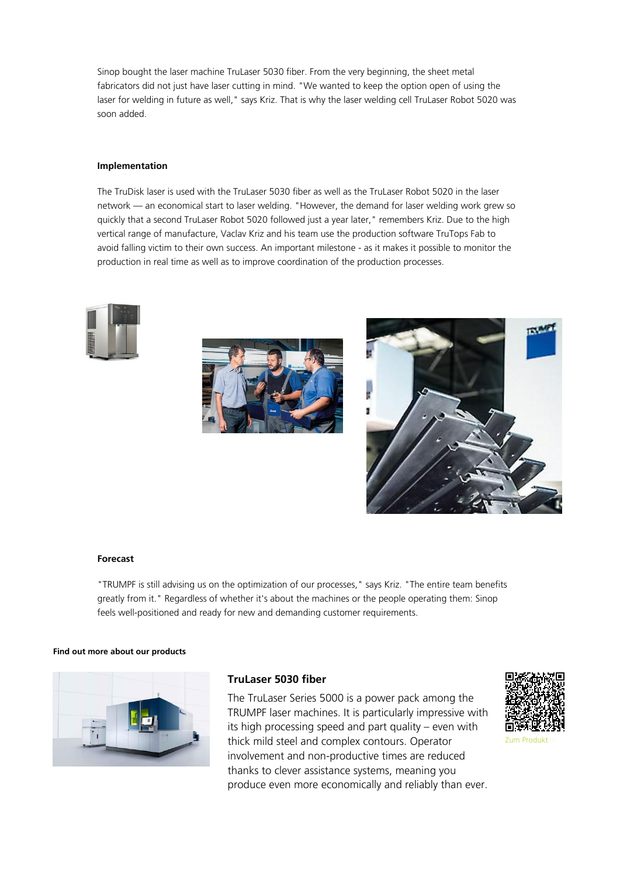Sinop bought the laser machine TruLaser 5030 fiber. From the very beginning, the sheet metal fabricators did not just have laser cutting in mind. "We wanted to keep the option open of using the laser for welding in future as well," says Kriz. That is why the laser welding cell TruLaser Robot 5020 was soon added.

#### Implementation

The TruDisk laser is used with the TruLaser 5030 fiber as well as the TruLaser Robot 5020 in the laser network — an economical start to laser welding. "However, the demand for laser welding work grew so quickly that a second TruLaser Robot 5020 followed just a year later," remembers Kriz. Due to the high vertical range of manufacture, Vaclav Kriz and his team use the production software TruTops Fab to avoid falling victim to their own success. An important milestone - as it makes it possible to monitor the production in real time as well as to improve coordination of the production processes.

#### Forecast

"TRUMPF is still advising us on the optimization of our processes," says Kriz. "The entire team benefits greatly from it." Regardless of whether it's about the machines or the people operating them: Sinop feels well-positioned and ready for new and demanding customer requirements.

#### Find out more about our products

### TruLaser 5030 fiber

The TruLaser Series 5000 is a power pack among the TRUMPF laser machines. It is particularly impressive with its high processing speed and part quality – even with thick mild steel and complex contours. Operator involvement and non-productive times are reduced thanks to clever assistance systems, meaning you produce even more economically and reliably than ever.

Zum Produkt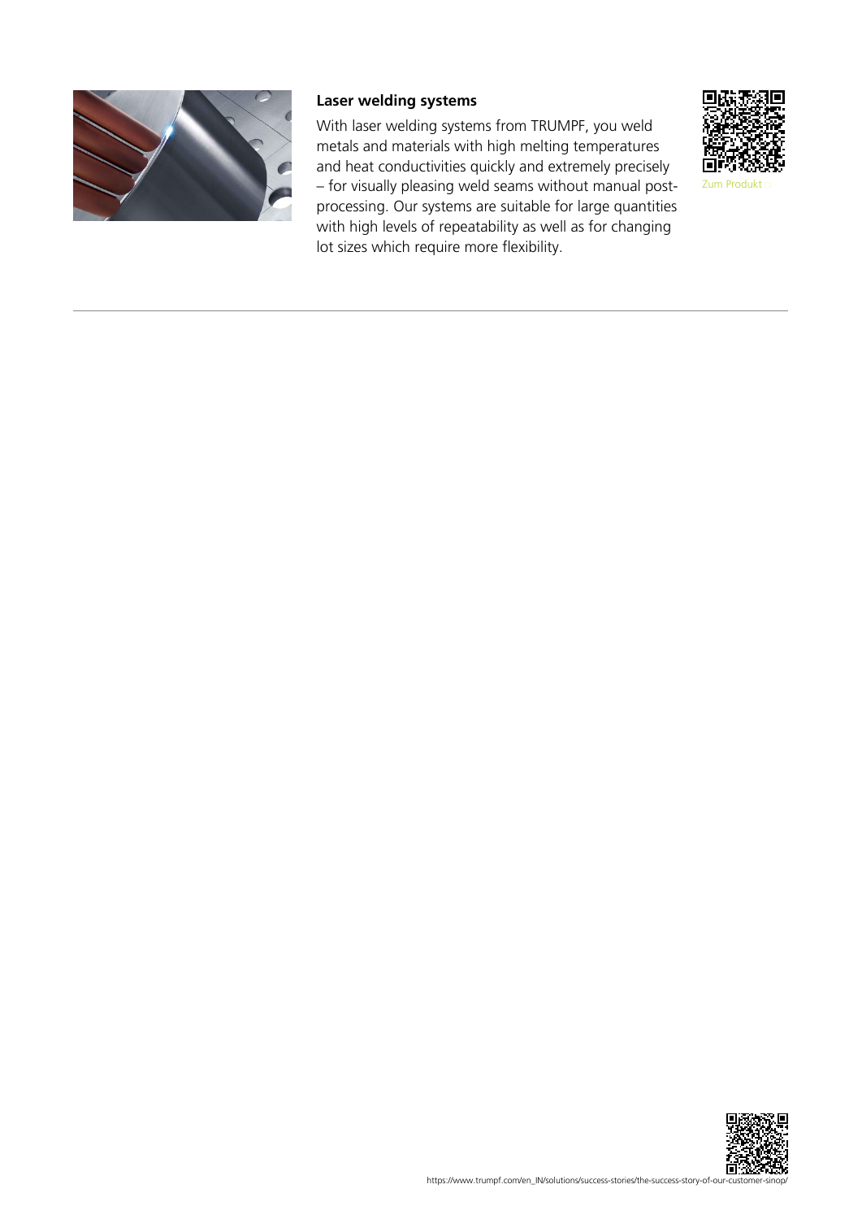### Laser welding systems

With laser welding systems from TRUMPF, you weld metals and materials with high melting temperatures and heat conductivities quickly and extremely precisely – for visually pleasing weld seams without manual post-processing. Our systems are suitable for large quantities with high levels of repeatability as well as for changing lot sizes which require more flexibility.

Zum Produkt

https://www.trumpf.com/en_IN/solutions/success-stories/the-success-story-of-our-customer-sinop/